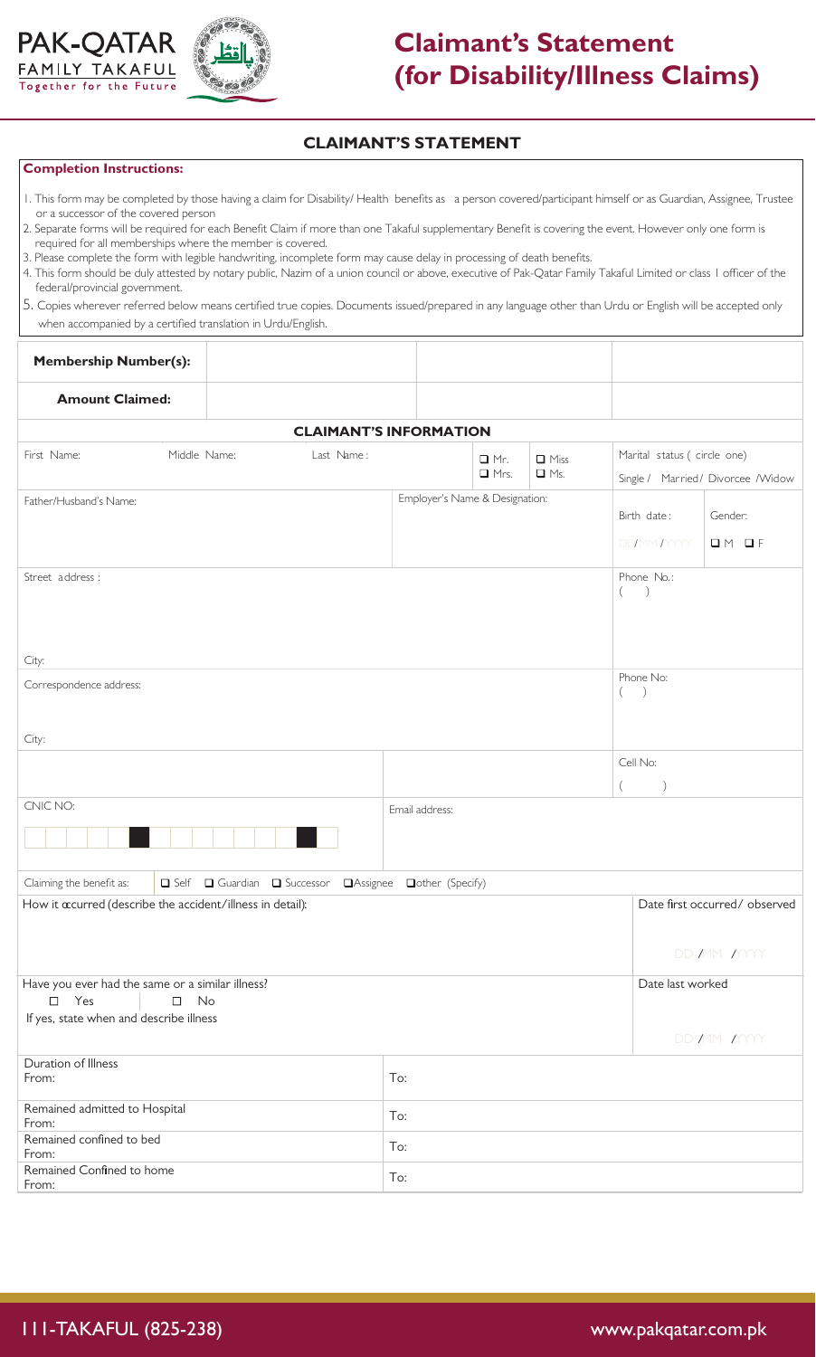PAK-QATAR FAMILY TAKAFUL
Together for the Future

# Claimant's Statement (for Disability/Illness Claims)

## CLAIMANT'S STATEMENT

**Completion Instructions:**

1. This form may be completed by those having a claim for Disability/ Health benefits as a person covered/participant himself or as Guardian, Assignee, Trustee or a successor of the covered person
2. Separate forms will be required for each Benefit Claim if more than one Takaful supplementary Benefit is covering the event. However only one form is required for all memberships where the member is covered.
3. Please complete the form with legible handwriting, incomplete form may cause delay in processing of death benefits.
4. This form should be duly attested by notary public, Nazim of a union council or above, executive of Pak-Qatar Family Takaful Limited or class 1 officer of the federal/provincial government.
5. Copies wherever referred below means certified true copies. Documents issued/prepared in any language other than Urdu or English will be accepted only when accompanied by a certified translation in Urdu/English.

| **Membership Number(s):** | | | |
|---|---|---|---|
| **Amount Claimed:** | | | |

**CLAIMANT'S INFORMATION**

| | | | | |
|---|---|---|---|---|
| First Name: | Middle Name: | Last Name: | ☐ Mr. ☐ Miss ☐ Mrs. ☐ Ms. | Marital status ( circle one) Single / Married/ Divorcee /Widow |
| Father/Husband's Name: | | | Employer's Name & Designation: | Birth date: DD/MM/YYYY · Gender: ☐ M ☐ F |
| Street address: City: | | | | Phone No.: ( ) |
| Correspondence address: City: | | | | Phone No: ( ) |
| | | | | Cell No: ( ) |
| CNIC NO: | | | Email address: | |

Claiming the benefit as: ☐ Self ☐ Guardian ☐ Successor ☐ Assignee ☐ other (Specify)

| | |
|---|---|
| How it occurred (describe the accident/illness in detail): | Date first occurred/ observed DD/MM/YYYY |
| Have you ever had the same or a similar illness? ☐ Yes ☐ No If yes, state when and describe illness | Date last worked DD/MM/YYYY |

| | |
|---|---|
| Duration of Illness From: | To: |
| Remained admitted to Hospital From: | To: |
| Remained confined to bed From: | To: |
| Remained Confined to home From: | To: |

111-TAKAFUL (825-238) www.pakqatar.com.pk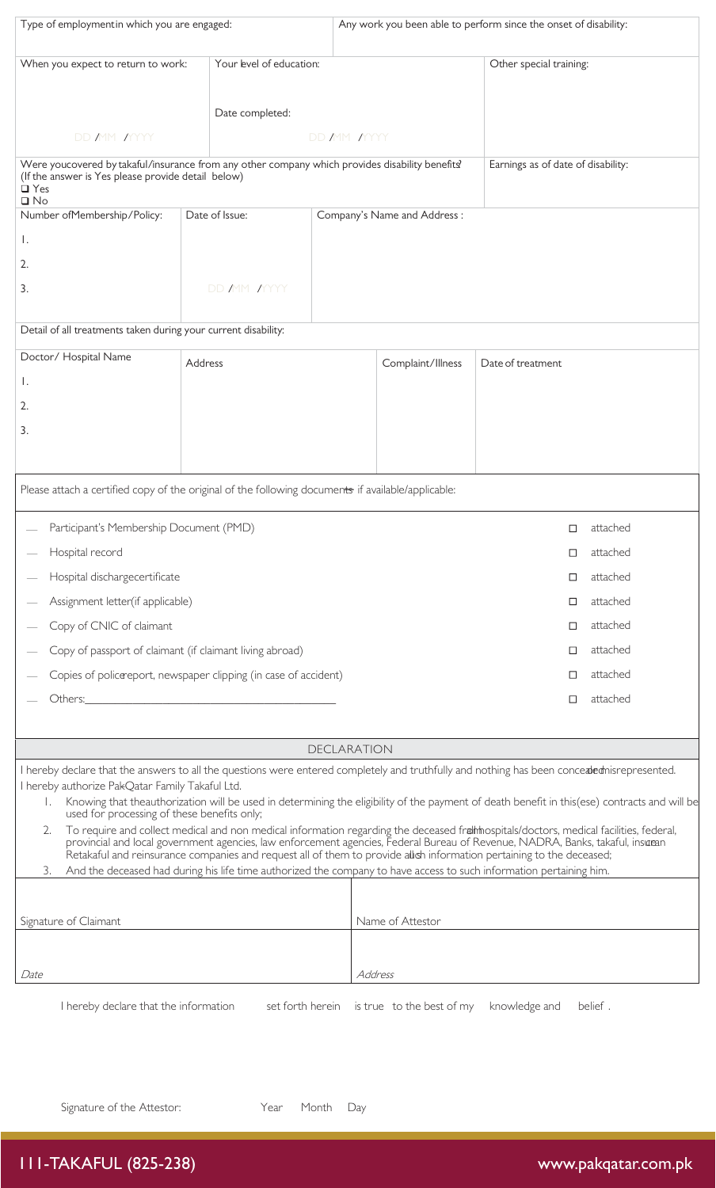| | | | | |
|---|---|---|---|---|
| Type of employmentin which you are engaged: | | Any work you been able to perform since the onset of disability: | | |
| When you expect to return to work: DD / MM / YYYY | Your level of education: Date completed: DD / MM / YYYY | | | Other special training: |
| Were youcovered by takaful/insurance from any other company which provides disability benefits? (If the answer is Yes please provide detail below) ☐ Yes ☐ No | | | | Earnings as of date of disability: |
| Number ofMembership/Policy: | Date of Issue: | Company's Name and Address : | | |
| 1. | | | | |
| 2. | | | | |
| 3. | DD / MM / YYYY | | | |

Detail of all treatments taken during your current disability:

| Doctor/ Hospital Name | Address | Complaint/Illness | Date of treatment |
|---|---|---|---|
| 1. | | | |
| 2. | | | |
| 3. | | | |

Please attach a certified copy of the original of the following documents if available/applicable:

- Participant's Membership Document (PMD) ☐ attached
- Hospital record ☐ attached
- Hospital dischargecertificate ☐ attached
- Assignment letter(if applicable) ☐ attached
- Copy of CNIC of claimant ☐ attached
- Copy of passport of claimant (if claimant living abroad) ☐ attached
- Copies of policereport, newspaper clipping (in case of accident) ☐ attached
- Others:______________________________________ ☐ attached

## DECLARATION

I hereby declare that the answers to all the questions were entered completely and truthfully and nothing has been concealed or misrepresented.

I hereby authorize PakQatar Family Takaful Ltd.

1. Knowing that theauthorization will be used in determining the eligibility of the payment of death benefit in this(ese) contracts and will be used for processing of these benefits only;
2. To require and collect medical and non medical information regarding the deceased from all hospitals/doctors, medical facilities, federal, provincial and local government agencies, law enforcement agencies, Federal Bureau of Revenue, NADRA, Banks, takaful, insurance, Retakaful and reinsurance companies and request all of them to provide all such information pertaining to the deceased;
3. And the deceased had during his life time authorized the company to have access to such information pertaining him.

| | |
|---|---|
| Signature of Claimant | Name of Attestor |
| *Date* | *Address* |

I hereby declare that the information set forth herein is true to the best of my knowledge and belief .

Signature of the Attestor: Year Month Day

111-TAKAFUL (825-238) www.pakqatar.com.pk